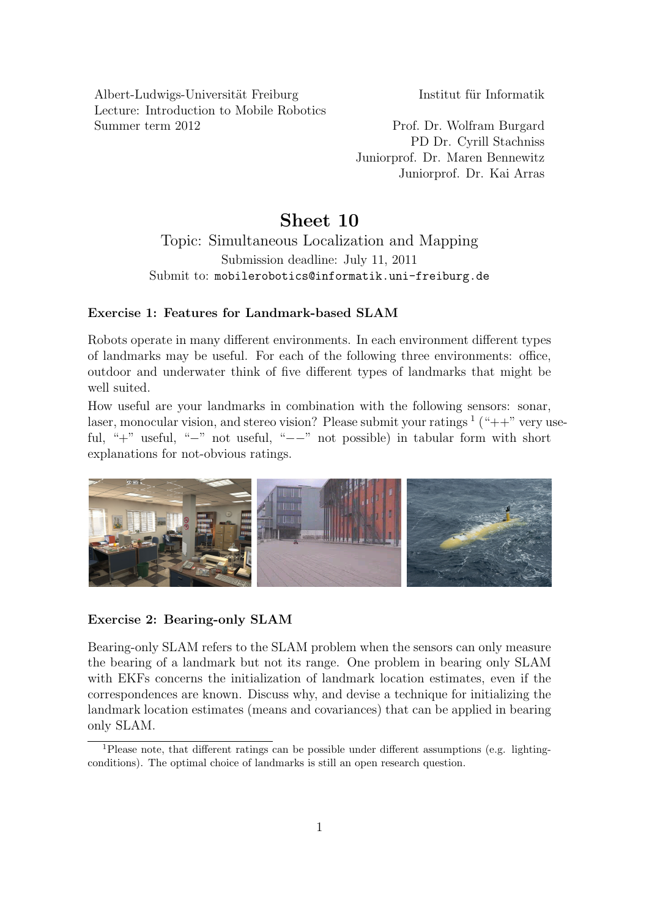Albert-Ludwigs-Universität Freiburg
Lecture: Introduction to Mobile Robotics
Summer term 2012

Institut für Informatik

Prof. Dr. Wolfram Burgard
PD Dr. Cyrill Stachniss
Juniorprof. Dr. Maren Bennewitz
Juniorprof. Dr. Kai Arras

# Sheet 10

Topic: Simultaneous Localization and Mapping
Submission deadline: July 11, 2011
Submit to: `mobilerobotics@informatik.uni-freiburg.de`

### Exercise 1: Features for Landmark-based SLAM

Robots operate in many different environments. In each environment different types of landmarks may be useful. For each of the following three environments: office, outdoor and underwater think of five different types of landmarks that might be well suited.

How useful are your landmarks in combination with the following sensors: sonar, laser, monocular vision, and stereo vision? Please submit your ratings [1] ("++" very useful, "+" useful, "−" not useful, "−−" not possible) in tabular form with short explanations for not-obvious ratings.

### Exercise 2: Bearing-only SLAM

Bearing-only SLAM refers to the SLAM problem when the sensors can only measure the bearing of a landmark but not its range. One problem in bearing only SLAM with EKFs concerns the initialization of landmark location estimates, even if the correspondences are known. Discuss why, and devise a technique for initializing the landmark location estimates (means and covariances) that can be applied in bearing only SLAM.

[1] Please note, that different ratings can be possible under different assumptions (e.g. lighting-conditions). The optimal choice of landmarks is still an open research question.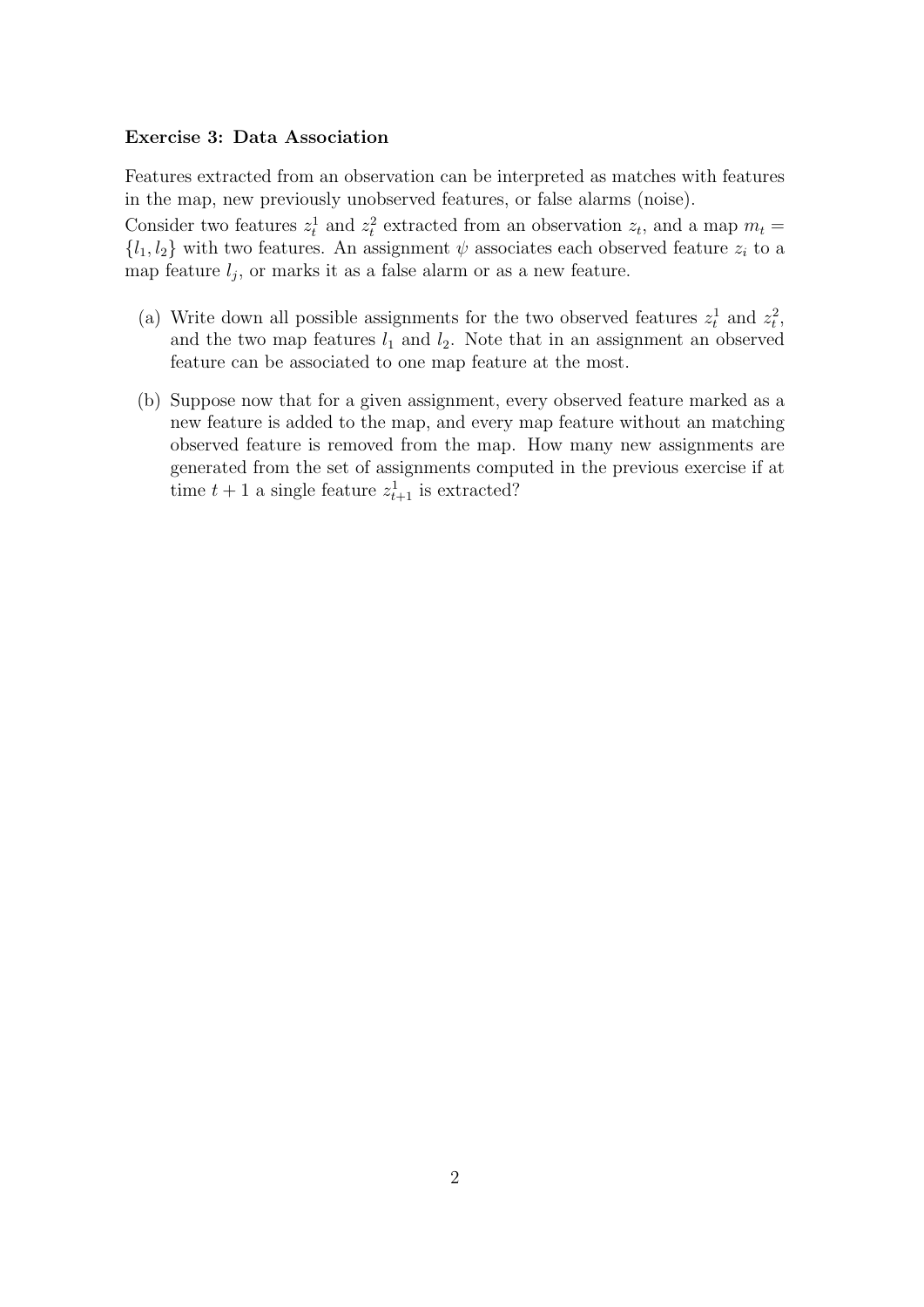**Exercise 3: Data Association**

Features extracted from an observation can be interpreted as matches with features in the map, new previously unobserved features, or false alarms (noise).

Consider two features $z_t^1$ and $z_t^2$ extracted from an observation $z_t$, and a map $m_t = \{l_1, l_2\}$ with two features. An assignment $\psi$ associates each observed feature $z_i$ to a map feature $l_j$, or marks it as a false alarm or as a new feature.

(a) Write down all possible assignments for the two observed features $z_t^1$ and $z_t^2$, and the two map features $l_1$ and $l_2$. Note that in an assignment an observed feature can be associated to one map feature at the most.

(b) Suppose now that for a given assignment, every observed feature marked as a new feature is added to the map, and every map feature without an matching observed feature is removed from the map. How many new assignments are generated from the set of assignments computed in the previous exercise if at time $t + 1$ a single feature $z_{t+1}^1$ is extracted?